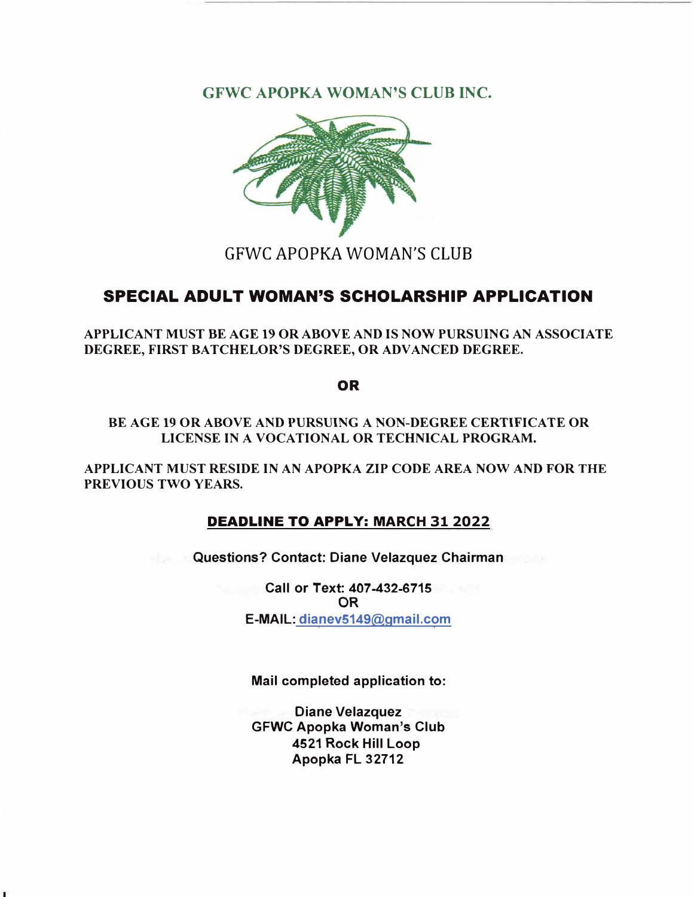GFWC APOPKA WOMAN'S CLUB INC.

GFWC APOPKA WOMAN'S CLUB

# SPECIAL ADULT WOMAN'S SCHOLARSHIP APPLICATION

**APPLICANT MUST BE AGE 19 OR ABOVE AND IS NOW PURSUING AN ASSOCIATE DEGREE, FIRST BATCHELOR'S DEGREE, OR ADVANCED DEGREE.**

**OR**

**BE AGE 19 OR ABOVE AND PURSUING A NON-DEGREE CERTIFICATE OR LICENSE IN A VOCATIONAL OR TECHNICAL PROGRAM.**

**APPLICANT MUST RESIDE IN AN APOPKA ZIP CODE AREA NOW AND FOR THE PREVIOUS TWO YEARS.**

**DEADLINE TO APPLY: MARCH 31 2022**

**Questions? Contact: Diane Velazquez Chairman**

**Call or Text: 407-432-6715**
**OR**
**E-MAIL: dianev5149@gmail.com**

**Mail completed application to:**

**Diane Velazquez**
**GFWC Apopka Woman's Club**
**4521 Rock Hill Loop**
**Apopka FL 32712**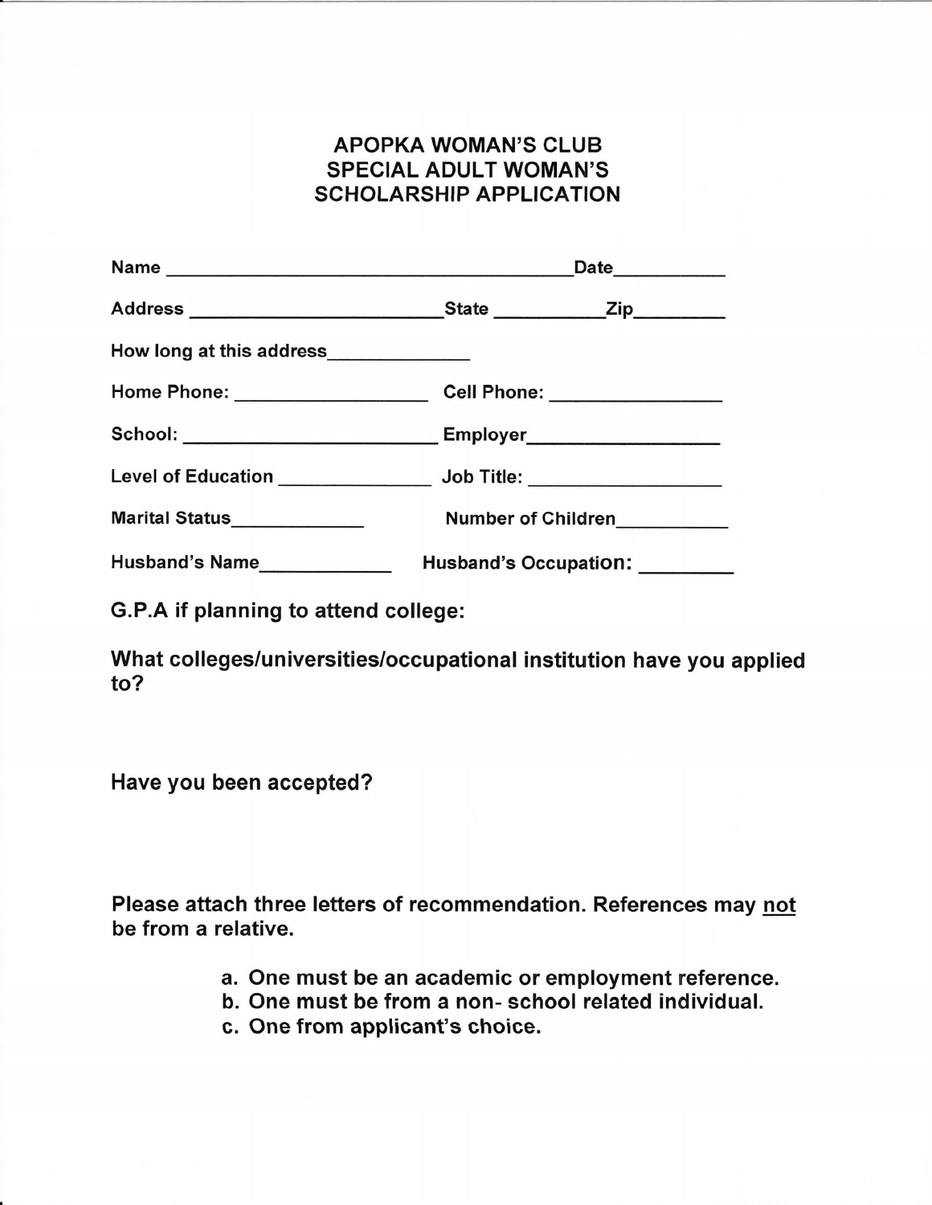# APOPKA WOMAN'S CLUB
# SPECIAL ADULT WOMAN'S
# SCHOLARSHIP APPLICATION

Name ________________________________________ Date__________

Address _______________________ State __________ Zip________

How long at this address_____________

Home Phone: _________________ Cell Phone: _______________

School: _______________________ Employer_________________

Level of Education _____________ Job Title: _________________

Marital Status____________ Number of Children__________

Husband's Name___________ Husband's Occupation: ________

**G.P.A if planning to attend college:**

**What colleges/universities/occupational institution have you applied to?**

**Have you been accepted?**

**Please attach three letters of recommendation. References may <u>not</u> be from a relative.**

a. **One must be an academic or employment reference.**
b. **One must be from a non- school related individual.**
c. **One from applicant's choice.**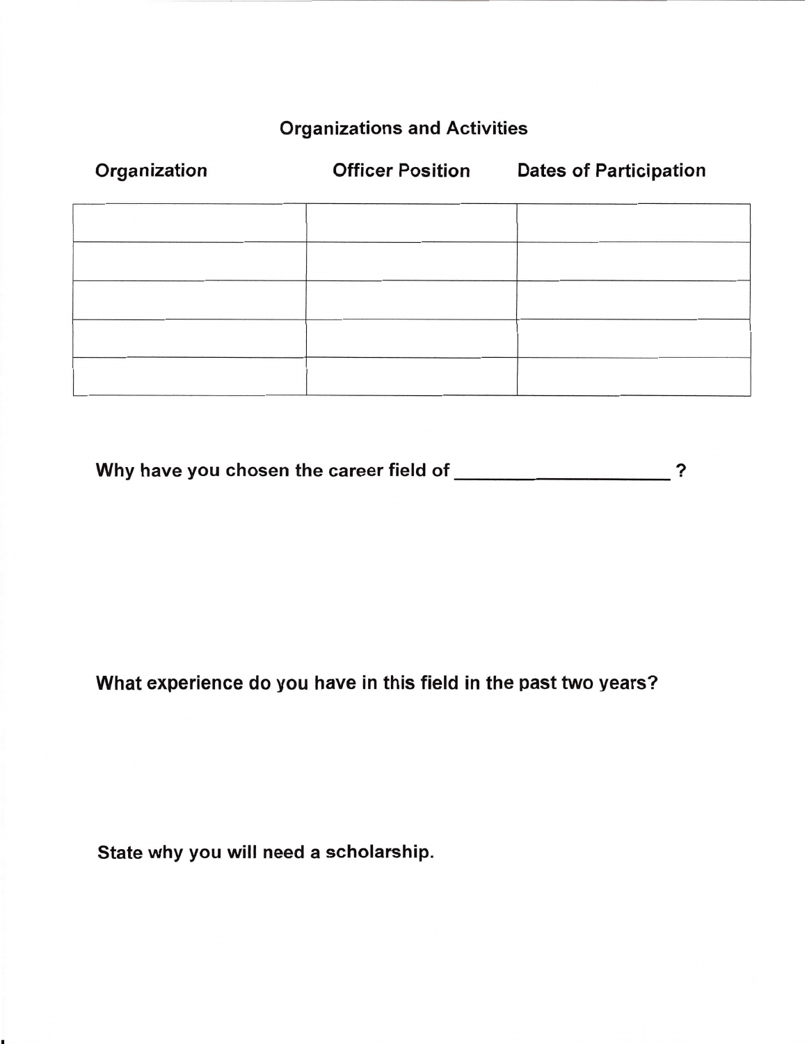## Organizations and Activities

| Organization | Officer Position | Dates of Participation |
|---|---|---|
| | | |
| | | |
| | | |
| | | |
| | | |

**Why have you chosen the career field of ____________________ ?**

**What experience do you have in this field in the past two years?**

**State why you will need a scholarship.**